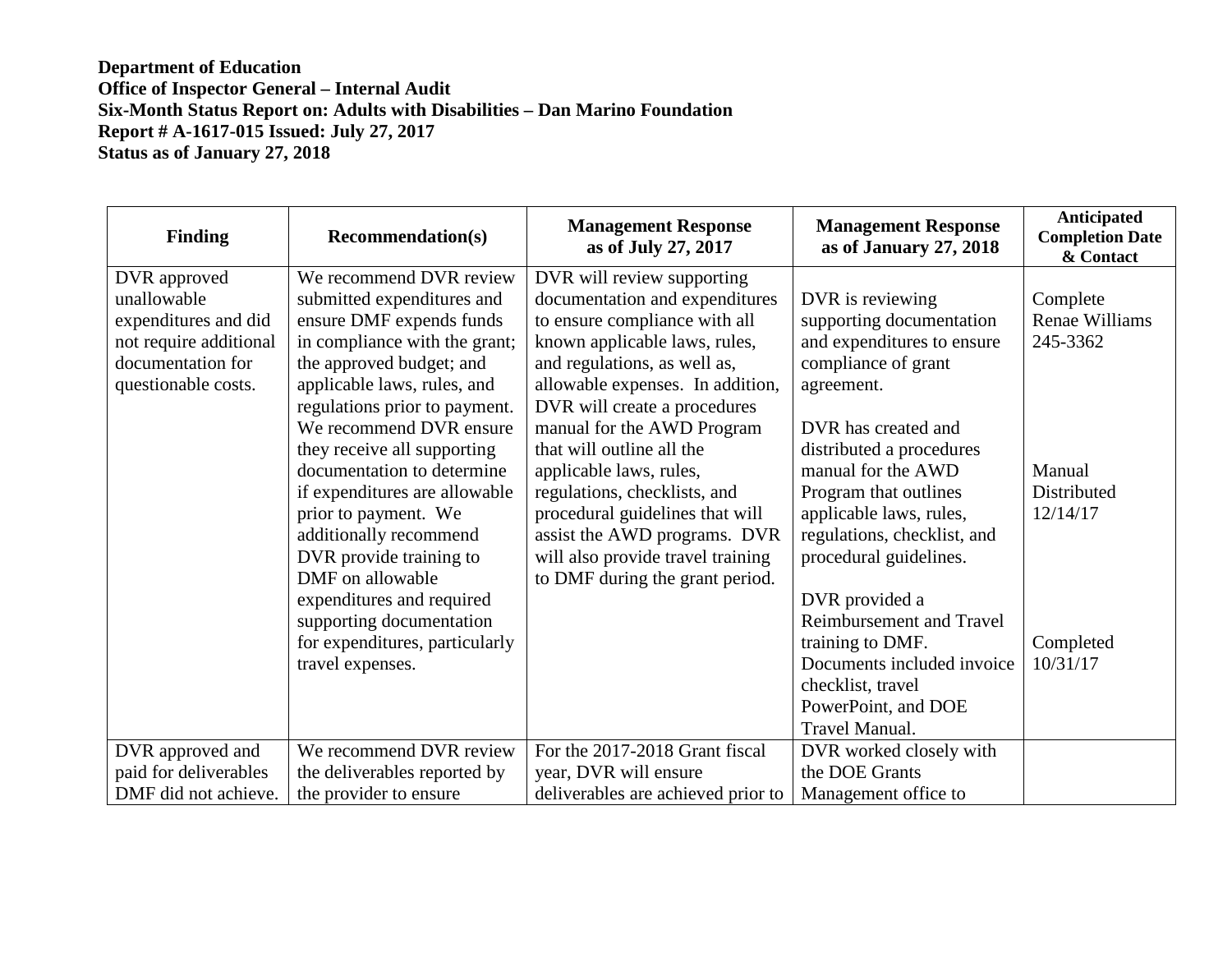**Department of Education**
**Office of Inspector General – Internal Audit**
**Six-Month Status Report on: Adults with Disabilities – Dan Marino Foundation**
**Report # A-1617-015 Issued: July 27, 2017**
**Status as of January 27, 2018**

| Finding | Recommendation(s) | Management Response as of July 27, 2017 | Management Response as of January 27, 2018 | Anticipated Completion Date & Contact |
|---|---|---|---|---|
| DVR approved unallowable expenditures and did not require additional documentation for questionable costs. | We recommend DVR review submitted expenditures and ensure DMF expends funds in compliance with the grant; the approved budget; and applicable laws, rules, and regulations prior to payment. We recommend DVR ensure they receive all supporting documentation to determine if expenditures are allowable prior to payment. We additionally recommend DVR provide training to DMF on allowable expenditures and required supporting documentation for expenditures, particularly travel expenses. | DVR will review supporting documentation and expenditures to ensure compliance with all known applicable laws, rules, and regulations, as well as, allowable expenses. In addition, DVR will create a procedures manual for the AWD Program that will outline all the applicable laws, rules, regulations, checklists, and procedural guidelines that will assist the AWD programs. DVR will also provide travel training to DMF during the grant period. | DVR is reviewing supporting documentation and expenditures to ensure compliance of grant agreement.<br><br>DVR has created and distributed a procedures manual for the AWD Program that outlines applicable laws, rules, regulations, checklist, and procedural guidelines.<br><br>DVR provided a Reimbursement and Travel training to DMF. Documents included invoice checklist, travel PowerPoint, and DOE Travel Manual. | Complete<br>Renae Williams<br>245-3362<br><br>Manual Distributed 12/14/17<br><br>Completed 10/31/17 |
| DVR approved and paid for deliverables DMF did not achieve. | We recommend DVR review the deliverables reported by the provider to ensure | For the 2017-2018 Grant fiscal year, DVR will ensure deliverables are achieved prior to | DVR worked closely with the DOE Grants Management office to | |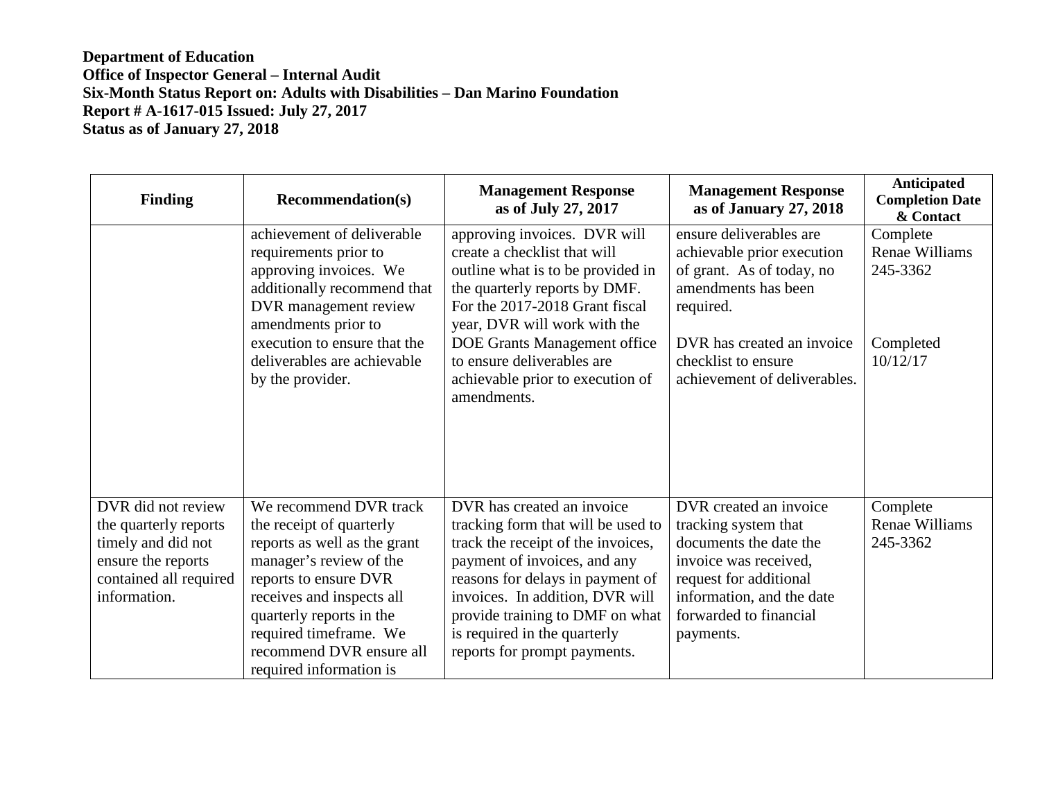**Department of Education**
**Office of Inspector General – Internal Audit**
**Six-Month Status Report on: Adults with Disabilities – Dan Marino Foundation**
**Report # A-1617-015 Issued: July 27, 2017**
**Status as of January 27, 2018**

| Finding | Recommendation(s) | Management Response as of July 27, 2017 | Management Response as of January 27, 2018 | Anticipated Completion Date & Contact |
|---|---|---|---|---|
| | achievement of deliverable requirements prior to approving invoices. We additionally recommend that DVR management review amendments prior to execution to ensure that the deliverables are achievable by the provider. | approving invoices. DVR will create a checklist that will outline what is to be provided in the quarterly reports by DMF. For the 2017-2018 Grant fiscal year, DVR will work with the DOE Grants Management office to ensure deliverables are achievable prior to execution of amendments. | ensure deliverables are achievable prior execution of grant. As of today, no amendments has been required.<br><br>DVR has created an invoice checklist to ensure achievement of deliverables. | Complete<br>Renae Williams<br>245-3362<br><br>Completed<br>10/12/17 |
| DVR did not review the quarterly reports timely and did not ensure the reports contained all required information. | We recommend DVR track the receipt of quarterly reports as well as the grant manager's review of the reports to ensure DVR receives and inspects all quarterly reports in the required timeframe. We recommend DVR ensure all required information is | DVR has created an invoice tracking form that will be used to track the receipt of the invoices, payment of invoices, and any reasons for delays in payment of invoices. In addition, DVR will provide training to DMF on what is required in the quarterly reports for prompt payments. | DVR created an invoice tracking system that documents the date the invoice was received, request for additional information, and the date forwarded to financial payments. | Complete<br>Renae Williams<br>245-3362 |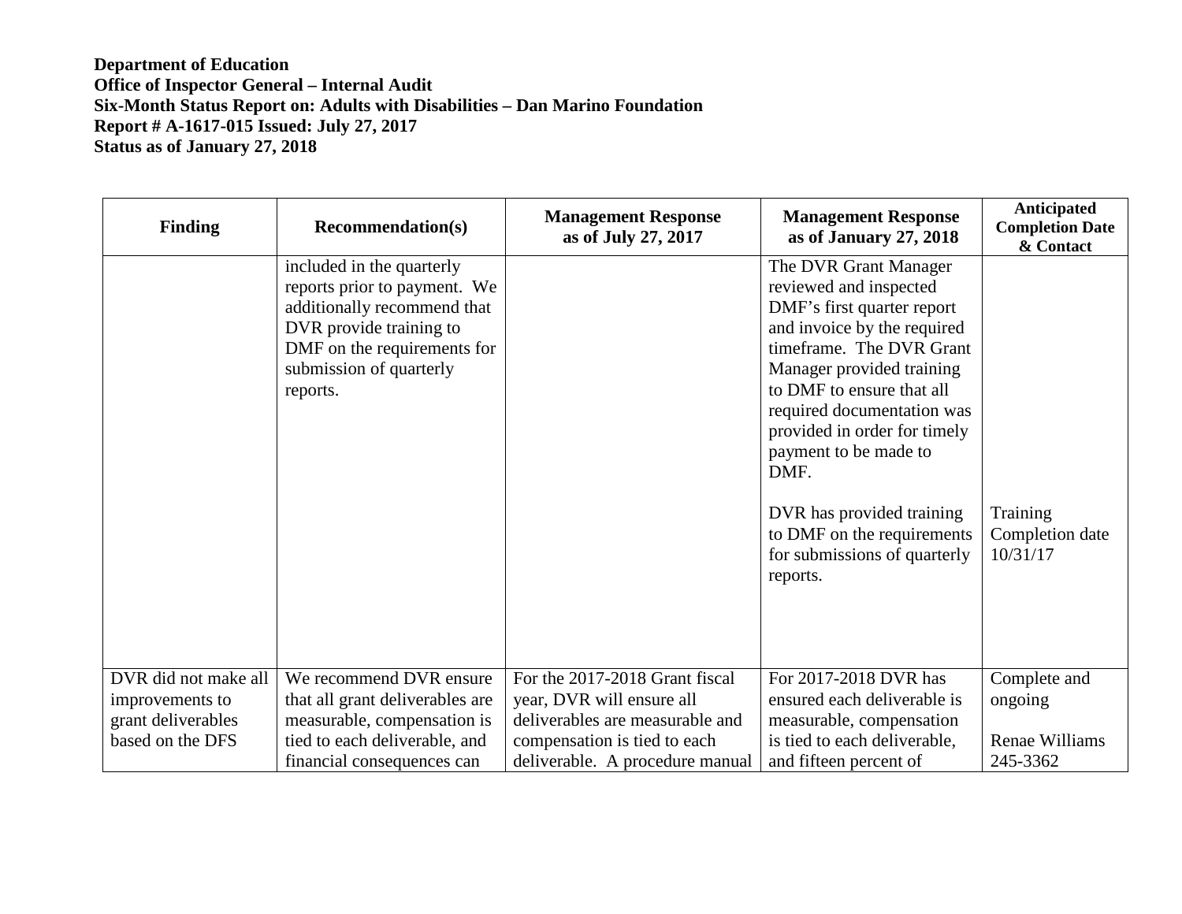**Department of Education**
**Office of Inspector General – Internal Audit**
**Six-Month Status Report on: Adults with Disabilities – Dan Marino Foundation**
**Report # A-1617-015 Issued: July 27, 2017**
**Status as of January 27, 2018**

| Finding | Recommendation(s) | Management Response as of July 27, 2017 | Management Response as of January 27, 2018 | Anticipated Completion Date & Contact |
|---|---|---|---|---|
| | included in the quarterly reports prior to payment. We additionally recommend that DVR provide training to DMF on the requirements for submission of quarterly reports. | | The DVR Grant Manager reviewed and inspected DMF's first quarter report and invoice by the required timeframe. The DVR Grant Manager provided training to DMF to ensure that all required documentation was provided in order for timely payment to be made to DMF.<br><br>DVR has provided training to DMF on the requirements for submissions of quarterly reports. | Training Completion date 10/31/17 |
| DVR did not make all improvements to grant deliverables based on the DFS | We recommend DVR ensure that all grant deliverables are measurable, compensation is tied to each deliverable, and financial consequences can | For the 2017-2018 Grant fiscal year, DVR will ensure all deliverables are measurable and compensation is tied to each deliverable. A procedure manual | For 2017-2018 DVR has ensured each deliverable is measurable, compensation is tied to each deliverable, and fifteen percent of | Complete and ongoing<br><br>Renae Williams 245-3362 |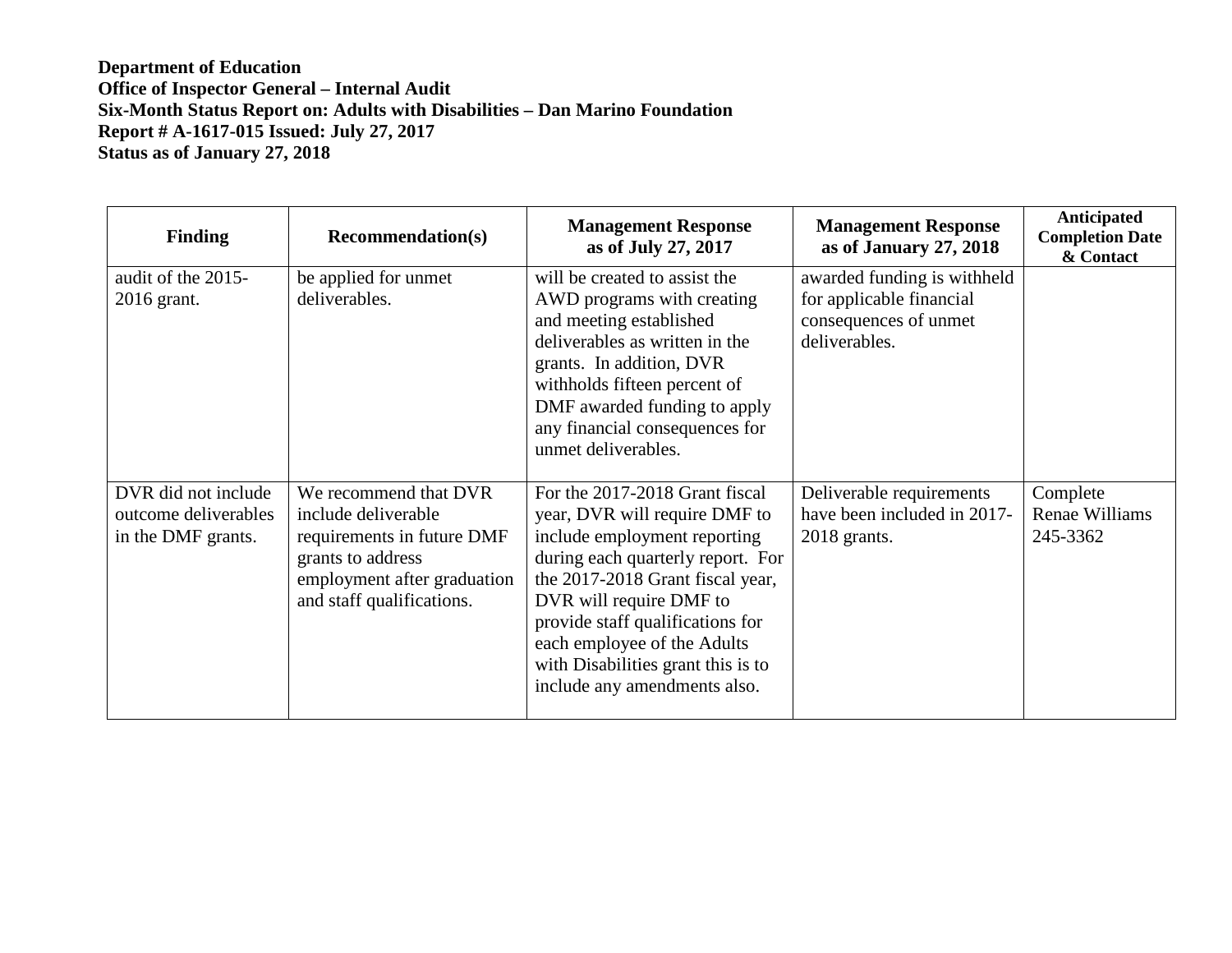**Department of Education**
**Office of Inspector General – Internal Audit**
**Six-Month Status Report on: Adults with Disabilities – Dan Marino Foundation**
**Report # A-1617-015 Issued: July 27, 2017**
**Status as of January 27, 2018**

| Finding | Recommendation(s) | Management Response as of July 27, 2017 | Management Response as of January 27, 2018 | Anticipated Completion Date & Contact |
|---|---|---|---|---|
| audit of the 2015-2016 grant. | be applied for unmet deliverables. | will be created to assist the AWD programs with creating and meeting established deliverables as written in the grants. In addition, DVR withholds fifteen percent of DMF awarded funding to apply any financial consequences for unmet deliverables. | awarded funding is withheld for applicable financial consequences of unmet deliverables. | |
| DVR did not include outcome deliverables in the DMF grants. | We recommend that DVR include deliverable requirements in future DMF grants to address employment after graduation and staff qualifications. | For the 2017-2018 Grant fiscal year, DVR will require DMF to include employment reporting during each quarterly report. For the 2017-2018 Grant fiscal year, DVR will require DMF to provide staff qualifications for each employee of the Adults with Disabilities grant this is to include any amendments also. | Deliverable requirements have been included in 2017-2018 grants. | Complete Renae Williams 245-3362 |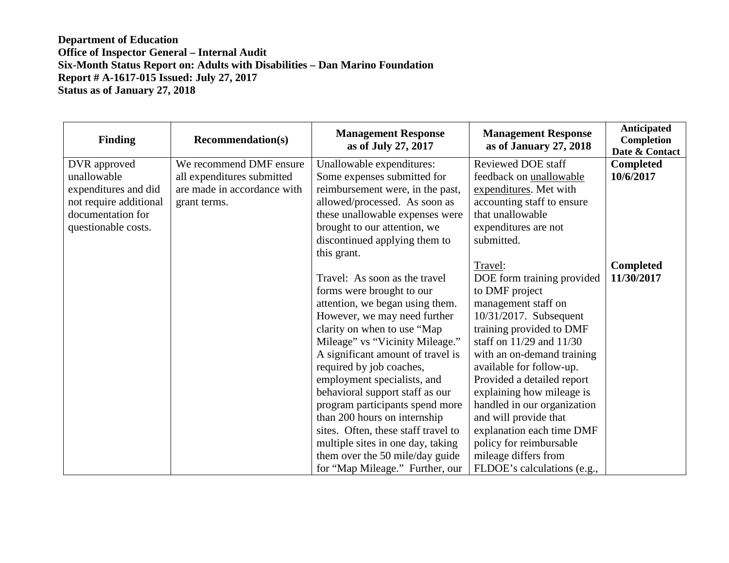**Department of Education**
**Office of Inspector General – Internal Audit**
**Six-Month Status Report on: Adults with Disabilities – Dan Marino Foundation**
**Report # A-1617-015 Issued: July 27, 2017**
**Status as of January 27, 2018**

| Finding | Recommendation(s) | Management Response as of July 27, 2017 | Management Response as of January 27, 2018 | Anticipated Completion Date & Contact |
|---|---|---|---|---|
| DVR approved unallowable expenditures and did not require additional documentation for questionable costs. | We recommend DMF ensure all expenditures submitted are made in accordance with grant terms. | Unallowable expenditures: Some expenses submitted for reimbursement were, in the past, allowed/processed. As soon as these unallowable expenses were brought to our attention, we discontinued applying them to this grant.<br><br>Travel: As soon as the travel forms were brought to our attention, we began using them. However, we may need further clarity on when to use "Map Mileage" vs "Vicinity Mileage." A significant amount of travel is required by job coaches, employment specialists, and behavioral support staff as our program participants spend more than 200 hours on internship sites. Often, these staff travel to multiple sites in one day, taking them over the 50 mile/day guide for "Map Mileage." Further, our | Reviewed DOE staff feedback on unallowable expenditures. Met with accounting staff to ensure that unallowable expenditures are not submitted.<br><br>Travel:<br>DOE form training provided to DMF project management staff on 10/31/2017. Subsequent training provided to DMF staff on 11/29 and 11/30 with an on-demand training available for follow-up. Provided a detailed report explaining how mileage is handled in our organization and will provide that explanation each time DMF policy for reimbursable mileage differs from FLDOE's calculations (e.g., | **Completed 10/6/2017**<br><br>**Completed 11/30/2017** |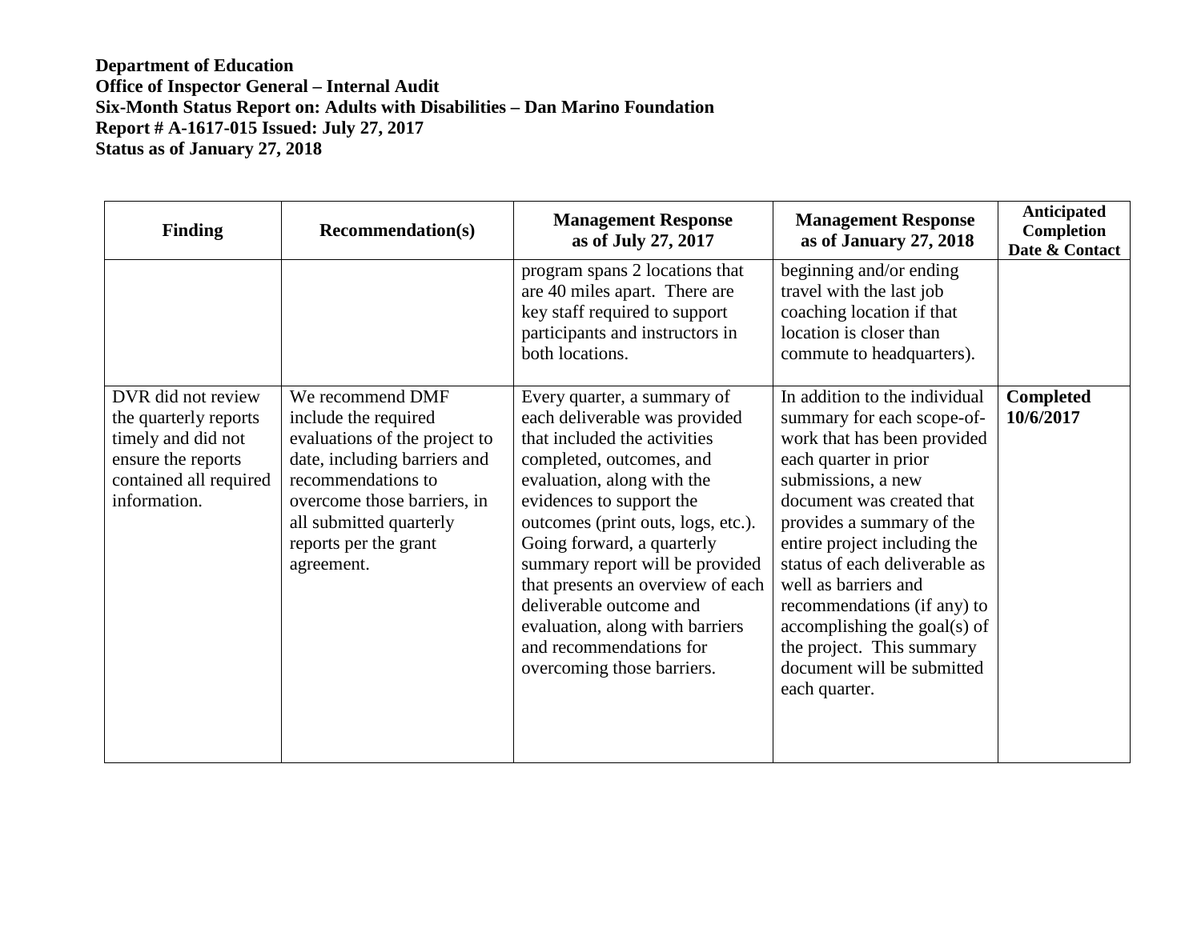**Department of Education**
**Office of Inspector General – Internal Audit**
**Six-Month Status Report on: Adults with Disabilities – Dan Marino Foundation**
**Report # A-1617-015 Issued: July 27, 2017**
**Status as of January 27, 2018**

| Finding | Recommendation(s) | Management Response as of July 27, 2017 | Management Response as of January 27, 2018 | Anticipated Completion Date & Contact |
|---|---|---|---|---|
| | | program spans 2 locations that are 40 miles apart. There are key staff required to support participants and instructors in both locations. | beginning and/or ending travel with the last job coaching location if that location is closer than commute to headquarters). | |
| DVR did not review the quarterly reports timely and did not ensure the reports contained all required information. | We recommend DMF include the required evaluations of the project to date, including barriers and recommendations to overcome those barriers, in all submitted quarterly reports per the grant agreement. | Every quarter, a summary of each deliverable was provided that included the activities completed, outcomes, and evaluation, along with the evidences to support the outcomes (print outs, logs, etc.). Going forward, a quarterly summary report will be provided that presents an overview of each deliverable outcome and evaluation, along with barriers and recommendations for overcoming those barriers. | In addition to the individual summary for each scope-of-work that has been provided each quarter in prior submissions, a new document was created that provides a summary of the entire project including the status of each deliverable as well as barriers and recommendations (if any) to accomplishing the goal(s) of the project. This summary document will be submitted each quarter. | **Completed 10/6/2017** |